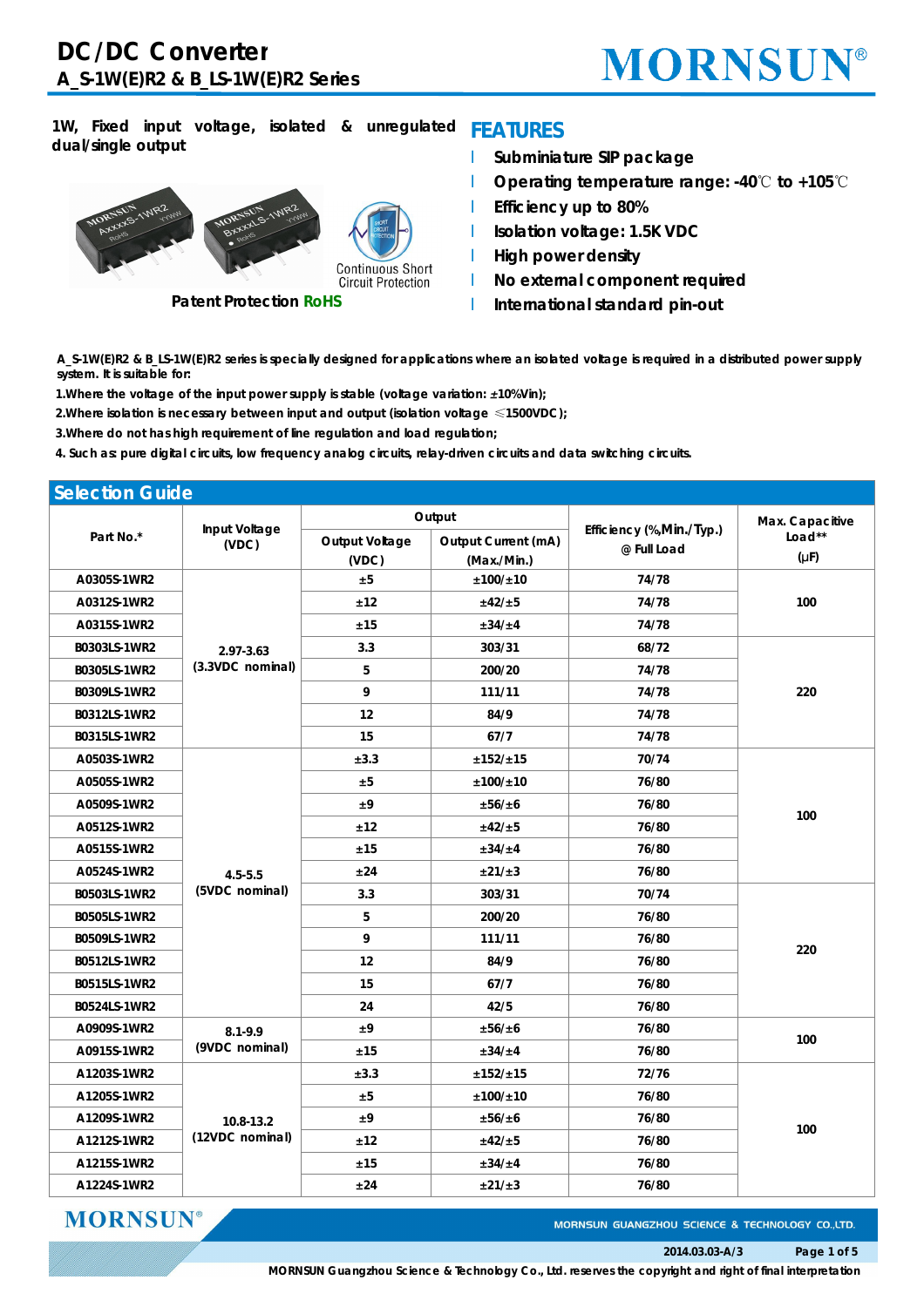# DC/DC Converter

## A_S-1W(E)R2 & B_LS-1W(E)R2 Series

1W, Fixed input voltage, isolated & unregulated dual/single output

Continuous Short Circuit Protection

Patent Protection RoHS

## FEATURES

- Subminiature SIP package
- Operating temperature range: -40℃ to +105℃
- Efficiency up to 80%
- Isolation voltage: 1.5K VDC
- High power density
- No external component required
- International standard pin-out

A_S-1W(E)R2 & B_LS-1W(E)R2 series is specially designed for applications where an isolated voltage is required in a distributed power supply system. It is suitable for:

1.Where the voltage of the input power supply is stable (voltage variation: ±10%Vin);

2.Where isolation is necessary between input and output (isolation voltage ≤1500VDC);

3.Where do not has high requirement of line regulation and load regulation;

4. Such as: pure digital circuits, low frequency analog circuits, relay-driven circuits and data switching circuits.

## Selection Guide

| Part No.* | Input Voltage (VDC) | Output | | Efficiency (%,Min./Typ.) @ Full Load | Max. Capacitive Load** (µF) |
|---|---|---|---|---|---|
| | | Output Voltage (VDC) | Output Current (mA) (Max./Min.) | | |
| A0305S-1WR2 | 2.97-3.63 (3.3VDC nominal) | ±5 | ±100/±10 | 74/78 | 100 |
| A0312S-1WR2 | | ±12 | ±42/±5 | 74/78 | |
| A0315S-1WR2 | | ±15 | ±34/±4 | 74/78 | |
| B0303LS-1WR2 | | 3.3 | 303/31 | 68/72 | 220 |
| B0305LS-1WR2 | | 5 | 200/20 | 74/78 | |
| B0309LS-1WR2 | | 9 | 111/11 | 74/78 | |
| B0312LS-1WR2 | | 12 | 84/9 | 74/78 | |
| B0315LS-1WR2 | | 15 | 67/7 | 74/78 | |
| A0503S-1WR2 | 4.5-5.5 (5VDC nominal) | ±3.3 | ±152/±15 | 70/74 | 100 |
| A0505S-1WR2 | | ±5 | ±100/±10 | 76/80 | |
| A0509S-1WR2 | | ±9 | ±56/±6 | 76/80 | |
| A0512S-1WR2 | | ±12 | ±42/±5 | 76/80 | |
| A0515S-1WR2 | | ±15 | ±34/±4 | 76/80 | |
| A0524S-1WR2 | | ±24 | ±21/±3 | 76/80 | |
| B0503LS-1WR2 | | 3.3 | 303/31 | 70/74 | 220 |
| B0505LS-1WR2 | | 5 | 200/20 | 76/80 | |
| B0509LS-1WR2 | | 9 | 111/11 | 76/80 | |
| B0512LS-1WR2 | | 12 | 84/9 | 76/80 | |
| B0515LS-1WR2 | | 15 | 67/7 | 76/80 | |
| B0524LS-1WR2 | | 24 | 42/5 | 76/80 | |
| A0909S-1WR2 | 8.1-9.9 (9VDC nominal) | ±9 | ±56/±6 | 76/80 | 100 |
| A0915S-1WR2 | | ±15 | ±34/±4 | 76/80 | |
| A1203S-1WR2 | 10.8-13.2 (12VDC nominal) | ±3.3 | ±152/±15 | 72/76 | 100 |
| A1205S-1WR2 | | ±5 | ±100/±10 | 76/80 | |
| A1209S-1WR2 | | ±9 | ±56/±6 | 76/80 | |
| A1212S-1WR2 | | ±12 | ±42/±5 | 76/80 | |
| A1215S-1WR2 | | ±15 | ±34/±4 | 76/80 | |
| A1224S-1WR2 | | ±24 | ±21/±3 | 76/80 | |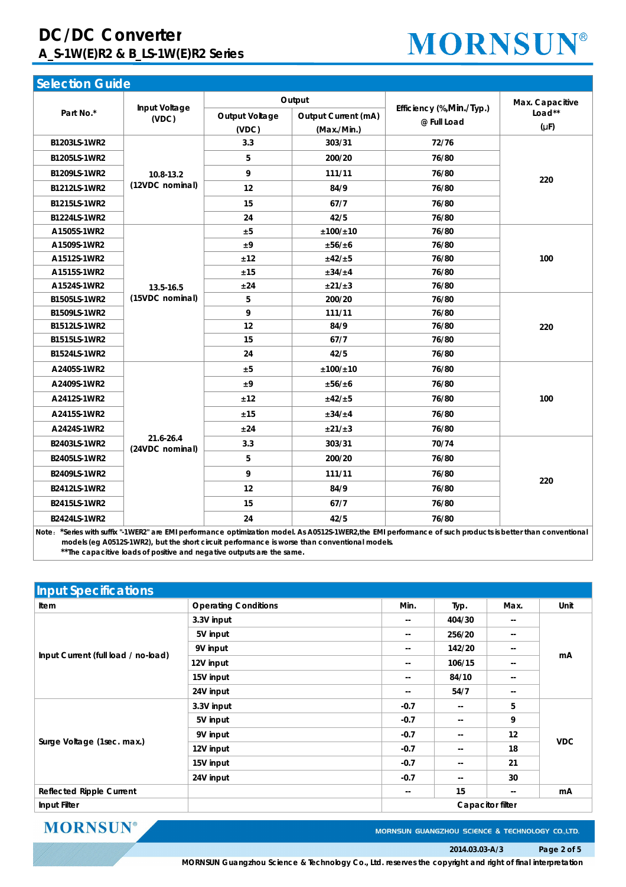## Selection Guide

| Part No.* | Input Voltage (VDC) | Output | | Efficiency (%,Min./Typ.) @ Full Load | Max. Capacitive Load** (μF) |
|---|---|---|---|---|---|
| | | Output Voltage (VDC) | Output Current (mA) (Max./Min.) | | |
| B1203LS-1WR2 | 10.8-13.2 (12VDC nominal) | 3.3 | 303/31 | 72/76 | 220 |
| B1205LS-1WR2 | | 5 | 200/20 | 76/80 | |
| B1209LS-1WR2 | | 9 | 111/11 | 76/80 | |
| B1212LS-1WR2 | | 12 | 84/9 | 76/80 | |
| B1215LS-1WR2 | | 15 | 67/7 | 76/80 | |
| B1224LS-1WR2 | | 24 | 42/5 | 76/80 | |
| A1505S-1WR2 | 13.5-16.5 (15VDC nominal) | ±5 | ±100/±10 | 76/80 | 100 |
| A1509S-1WR2 | | ±9 | ±56/±6 | 76/80 | |
| A1512S-1WR2 | | ±12 | ±42/±5 | 76/80 | |
| A1515S-1WR2 | | ±15 | ±34/±4 | 76/80 | |
| A1524S-1WR2 | | ±24 | ±21/±3 | 76/80 | |
| B1505LS-1WR2 | | 5 | 200/20 | 76/80 | 220 |
| B1509LS-1WR2 | | 9 | 111/11 | 76/80 | |
| B1512LS-1WR2 | | 12 | 84/9 | 76/80 | |
| B1515LS-1WR2 | | 15 | 67/7 | 76/80 | |
| B1524LS-1WR2 | | 24 | 42/5 | 76/80 | |
| A2405S-1WR2 | 21.6-26.4 (24VDC nominal) | ±5 | ±100/±10 | 76/80 | 100 |
| A2409S-1WR2 | | ±9 | ±56/±6 | 76/80 | |
| A2412S-1WR2 | | ±12 | ±42/±5 | 76/80 | |
| A2415S-1WR2 | | ±15 | ±34/±4 | 76/80 | |
| A2424S-1WR2 | | ±24 | ±21/±3 | 76/80 | |
| B2403LS-1WR2 | | 3.3 | 303/31 | 70/74 | 220 |
| B2405LS-1WR2 | | 5 | 200/20 | 76/80 | |
| B2409LS-1WR2 | | 9 | 111/11 | 76/80 | |
| B2412LS-1WR2 | | 12 | 84/9 | 76/80 | |
| B2415LS-1WR2 | | 15 | 67/7 | 76/80 | |
| B2424LS-1WR2 | | 24 | 42/5 | 76/80 | |

Note: *Series with suffix "-1WER2" are EMI performance optimization model. As A0512S-1WER2,the EMI performance of such products is better than conventional models (eg A0512S-1WR2), but the short circuit performance is worse than conventional models.
**The capacitive loads of positive and negative outputs are the same.

## Input Specifications

| Item | Operating Conditions | Min. | Typ. | Max. | Unit |
|---|---|---|---|---|---|
| Input Current (full load / no-load) | 3.3V input | -- | 404/30 | -- | mA |
| | 5V input | -- | 256/20 | -- | |
| | 9V input | -- | 142/20 | -- | |
| | 12V input | -- | 106/15 | -- | |
| | 15V input | -- | 84/10 | -- | |
| | 24V input | -- | 54/7 | -- | |
| Surge Voltage (1sec. max.) | 3.3V input | -0.7 | -- | 5 | VDC |
| | 5V input | -0.7 | -- | 9 | |
| | 9V input | -0.7 | -- | 12 | |
| | 12V input | -0.7 | -- | 18 | |
| | 15V input | -0.7 | -- | 21 | |
| | 24V input | -0.7 | -- | 30 | |
| Reflected Ripple Current | | -- | 15 | -- | mA |
| Input Filter | | Capacitor filter | | | |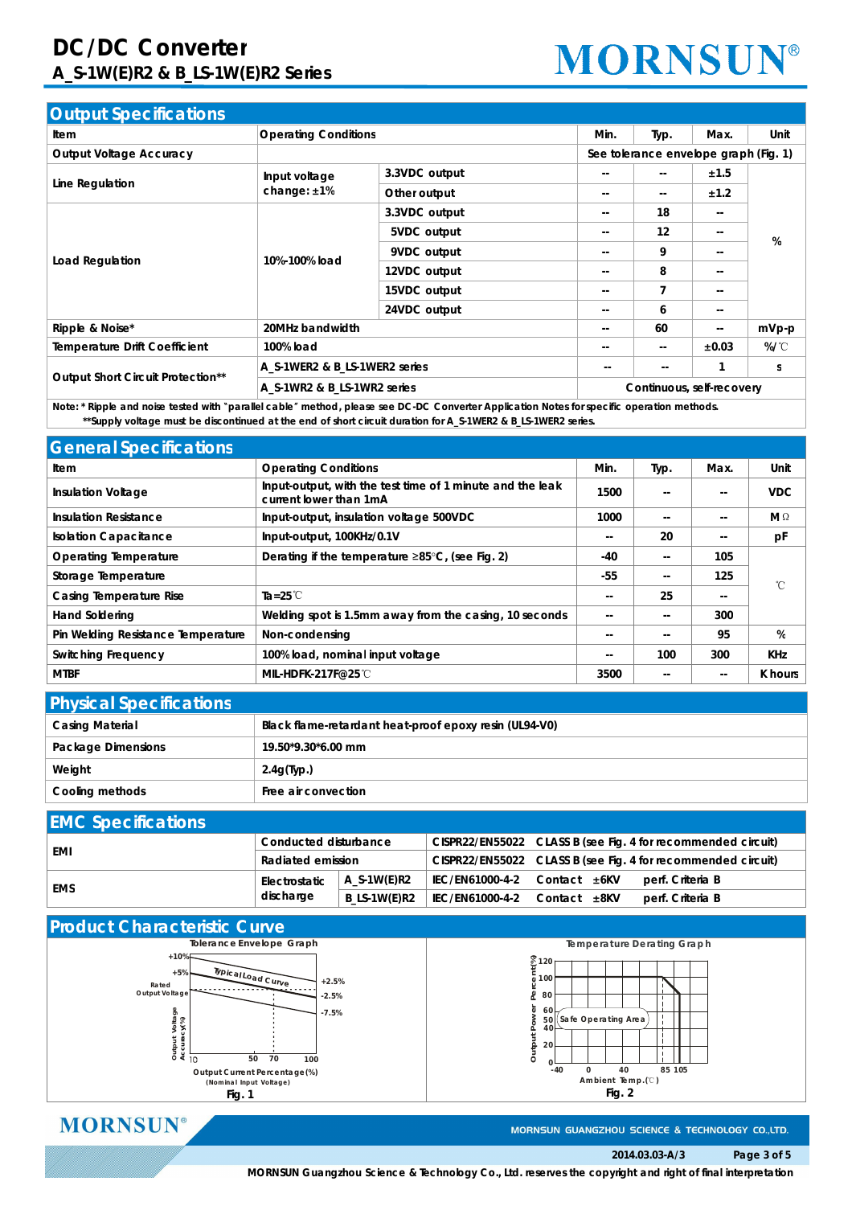## Output Specifications

| Item | Operating Conditions | | Min. | Typ. | Max. | Unit |
|---|---|---|---|---|---|---|
| Output Voltage Accuracy | | | See tolerance envelope graph (Fig. 1) | | | |
| Line Regulation | Input voltage change: ±1% | 3.3VDC output | -- | -- | ±1.5 | % |
| | | Other output | -- | -- | ±1.2 | |
| Load Regulation | 10%-100% load | 3.3VDC output | -- | 18 | -- | |
| | | 5VDC output | -- | 12 | -- | |
| | | 9VDC output | -- | 9 | -- | |
| | | 12VDC output | -- | 8 | -- | |
| | | 15VDC output | -- | 7 | -- | |
| | | 24VDC output | -- | 6 | -- | |
| Ripple & Noise* | 20MHz bandwidth | | -- | 60 | -- | mVp-p |
| Temperature Drift Coefficient | 100% load | | -- | -- | ±0.03 | %/℃ |
| Output Short Circuit Protection** | A_S-1WER2 & B_LS-1WER2 series | | -- | -- | 1 | s |
| | A_S-1WR2 & B_LS-1WR2 series | | Continuous, self-recovery | | | |

Note: * Ripple and noise tested with "parallel cable" method, please see DC-DC Converter Application Notes for specific operation methods.
**Supply voltage must be discontinued at the end of short circuit duration for A_S-1WER2 & B_LS-1WER2 series.

## General Specifications

| Item | Operating Conditions | Min. | Typ. | Max. | Unit |
|---|---|---|---|---|---|
| Insulation Voltage | Input-output, with the test time of 1 minute and the leak current lower than 1mA | 1500 | -- | -- | VDC |
| Insulation Resistance | Input-output, insulation voltage 500VDC | 1000 | -- | -- | MΩ |
| Isolation Capacitance | Input-output, 100KHz/0.1V | -- | 20 | -- | pF |
| Operating Temperature | Derating if the temperature ≥85°C, (see Fig. 2) | -40 | -- | 105 | ℃ |
| Storage Temperature | | -55 | -- | 125 | |
| Casing Temperature Rise | Ta=25℃ | -- | 25 | -- | |
| Hand Soldering | Welding spot is 1.5mm away from the casing, 10 seconds | -- | -- | 300 | |
| Pin Welding Resistance Temperature | Non-condensing | -- | -- | 95 | % |
| Switching Frequency | 100% load, nominal input voltage | -- | 100 | 300 | KHz |
| MTBF | MIL-HDFK-217F@25℃ | 3500 | -- | -- | K hours |

## Physical Specifications

| | |
|---|---|
| Casing Material | Black flame-retardant heat-proof epoxy resin (UL94-V0) |
| Package Dimensions | 19.50*9.30*6.00 mm |
| Weight | 2.4g(Typ.) |
| Cooling methods | Free air convection |

## EMC Specifications

| | | | | |
|---|---|---|---|---|
| EMI | Conducted disturbance | | CISPR22/EN55022 | CLASS B (see Fig. 4 for recommended circuit) |
| | Radiated emission | | CISPR22/EN55022 | CLASS B (see Fig. 4 for recommended circuit) |
| EMS | Electrostatic discharge | A_S-1W(E)R2 | IEC/EN61000-4-2 | Contact ±6KV perf. Criteria B |
| | | B_LS-1W(E)R2 | IEC/EN61000-4-2 | Contact ±8KV perf. Criteria B |

## Product Characteristic Curve

Tolerance Envelope Graph

Fig. 1

Temperature Derating Graph

Fig. 2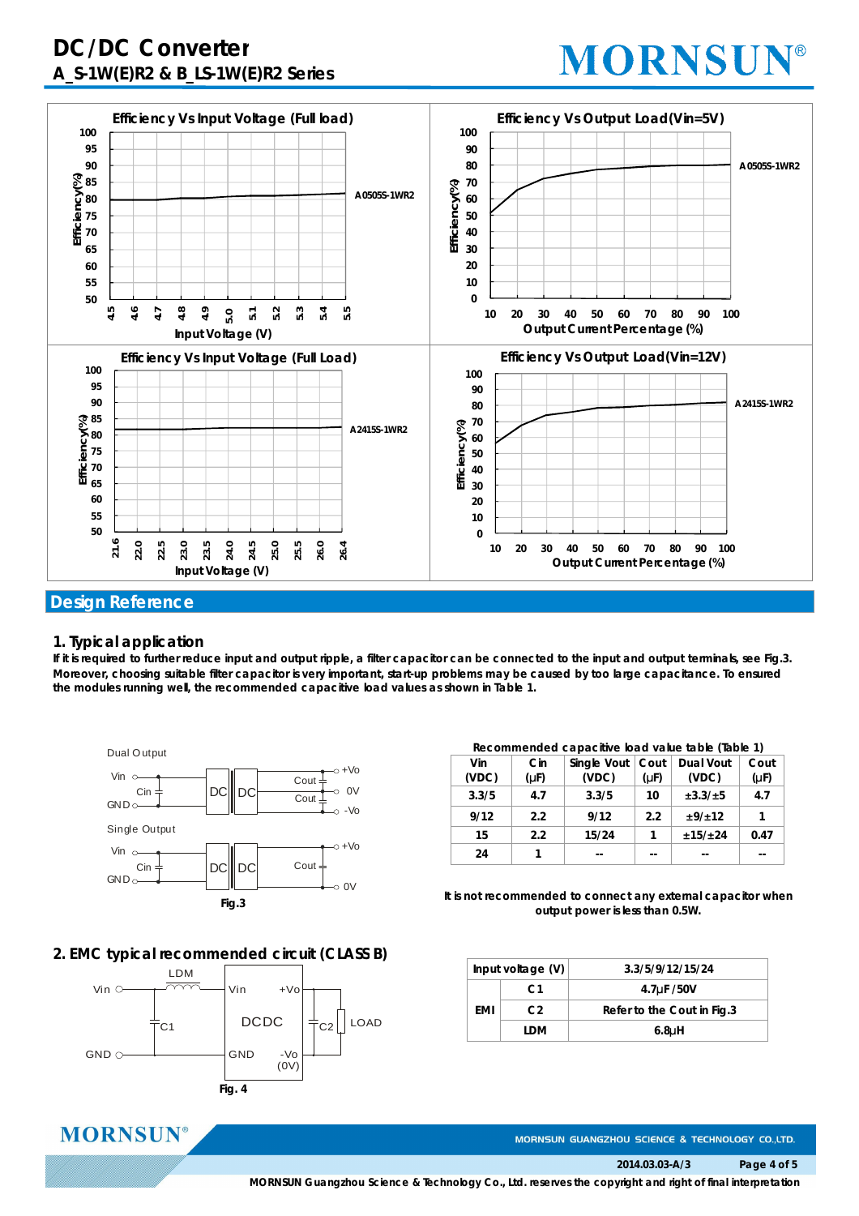Efficiency Vs Input Voltage (Full load)

Efficiency Vs Output Load(Vin=5V)

Efficiency Vs Input Voltage (Full Load)

Efficiency Vs Output Load(Vin=12V)

## Design Reference

### 1. Typical application

If it is required to further reduce input and output ripple, a filter capacitor can be connected to the input and output terminals, see Fig.3. Moreover, choosing suitable filter capacitor is very important, start-up problems may be caused by too large capacitance. To ensured the modules running well, the recommended capacitive load values as shown in Table 1.

Fig.3

Recommended capacitive load value table (Table 1)

| Vin (VDC) | Cin (µF) | Single Vout (VDC) | Cout (µF) | Dual Vout (VDC) | Cout (µF) |
|---|---|---|---|---|---|
| 3.3/5 | 4.7 | 3.3/5 | 10 | ±3.3/±5 | 4.7 |
| 9/12 | 2.2 | 9/12 | 2.2 | ±9/±12 | 1 |
| 15 | 2.2 | 15/24 | 1 | ±15/±24 | 0.47 |
| 24 | 1 | -- | -- | -- | -- |

It is not recommended to connect any external capacitor when output power is less than 0.5W.

### 2. EMC typical recommended circuit (CLASS B)

Fig. 4

| Input voltage (V) | | 3.3/5/9/12/15/24 |
|---|---|---|
| EMI | C1 | 4.7µF /50V |
| | C2 | Refer to the Cout in Fig.3 |
| | LDM | 6.8µH |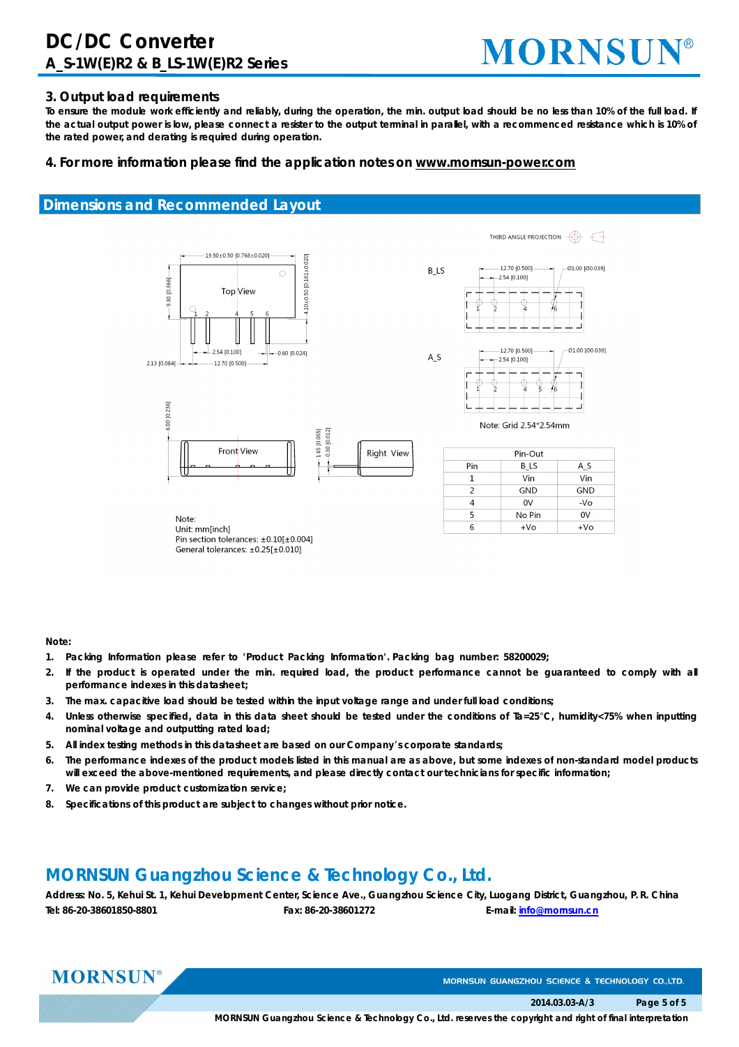### 3. Output load requirements

To ensure the module work efficiently and reliably, during the operation, the min. output load should be no less than 10% of the full load. If the actual output power is low, please connect a resister to the output terminal in parallel, with a recommenced resistance which is 10% of the rated power, and derating is required during operation.

### 4. For more information please find the application notes on www.mornsun-power.com

## Dimensions and Recommended Layout

THIRD ANGLE PROJECTION

19.50±0.50 [0.768±0.020]
9.30 [0.366]
4.10±0.50 [0.161±0.020]
Top View
1 2 4 5 6
2.54 [0.100]
0.60 [0.024]
2.13 [0.084]
12.70 [0.500]

B_LS
12.70 [0.500]
2.54 [0.100]
Ø1.00 [Ø0.039]
1 2 4 6

A_S
12.70 [0.500]
2.54 [0.100]
Ø1.00 [Ø0.039]
1 2 4 5 6

Note: Grid 2.54*2.54mm

6.00 [0.236]
Front View
1.65 [0.065]
0.30 [0.012]
Right View

| Pin-Out | | |
|---|---|---|
| Pin | B_LS | A_S |
| 1 | Vin | Vin |
| 2 | GND | GND |
| 4 | 0V | -Vo |
| 5 | No Pin | 0V |
| 6 | +Vo | +Vo |

Note:
Unit: mm[inch]
Pin section tolerances: ±0.10[±0.004]
General tolerances: ±0.25[±0.010]

**Note:**

1. Packing Information please refer to 'Product Packing Information'. Packing bag number: 58200029;
2. If the product is operated under the min. required load, the product performance cannot be guaranteed to comply with all performance indexes in this datasheet;
3. The max. capacitive load should be tested within the input voltage range and under full load conditions;
4. Unless otherwise specified, data in this data sheet should be tested under the conditions of Ta=25℃, humidity<75% when inputting nominal voltage and outputting rated load;
5. All index testing methods in this datasheet are based on our Company's corporate standards;
6. The performance indexes of the product models listed in this manual are as above, but some indexes of non-standard model products will exceed the above-mentioned requirements, and please directly contact our technicians for specific information;
7. We can provide product customization service;
8. Specifications of this product are subject to changes without prior notice.

## MORNSUN Guangzhou Science & Technology Co., Ltd.

Address: No. 5, Kehui St. 1, Kehui Development Center, Science Ave., Guangzhou Science City, Luogang District, Guangzhou, P. R. China

Tel: 86-20-38601850-8801 Fax: 86-20-38601272 E-mail: info@mornsun.cn